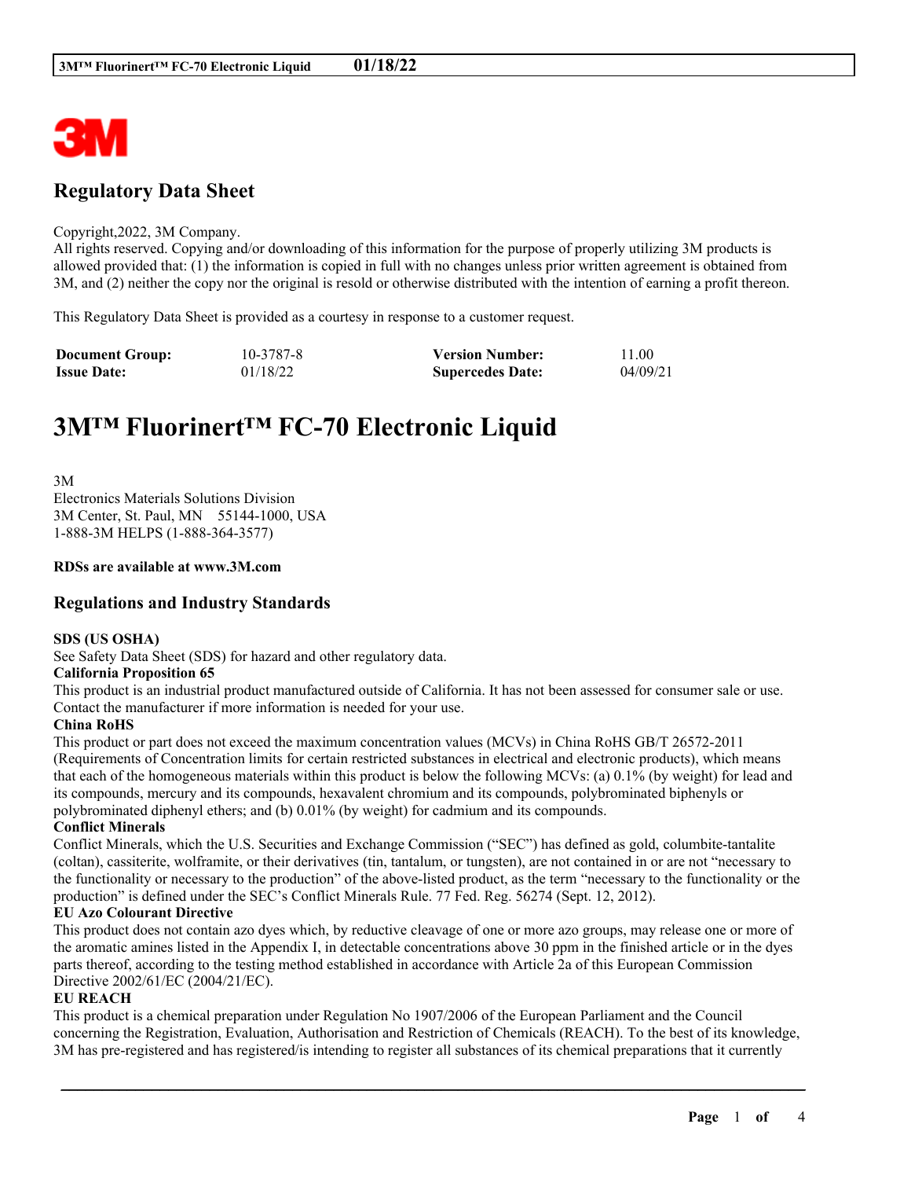# Regulatory Data Sheet

Copyright,2022, 3M Company.
All rights reserved. Copying and/or downloading of this information for the purpose of properly utilizing 3M products is allowed provided that: (1) the information is copied in full with no changes unless prior written agreement is obtained from 3M, and (2) neither the copy nor the original is resold or otherwise distributed with the intention of earning a profit thereon.

This Regulatory Data Sheet is provided as a courtesy in response to a customer request.

| | | | |
|---|---|---|---|
| **Document Group:** | 10-3787-8 | **Version Number:** | 11.00 |
| **Issue Date:** | 01/18/22 | **Supercedes Date:** | 04/09/21 |

# 3M™ Fluorinert™ FC-70 Electronic Liquid

3M
Electronics Materials Solutions Division
3M Center, St. Paul, MN 55144-1000, USA
1-888-3M HELPS (1-888-364-3577)

**RDSs are available at www.3M.com**

## Regulations and Industry Standards

**SDS (US OSHA)**
See Safety Data Sheet (SDS) for hazard and other regulatory data.

**California Proposition 65**
This product is an industrial product manufactured outside of California. It has not been assessed for consumer sale or use. Contact the manufacturer if more information is needed for your use.

**China RoHS**
This product or part does not exceed the maximum concentration values (MCVs) in China RoHS GB/T 26572-2011 (Requirements of Concentration limits for certain restricted substances in electrical and electronic products), which means that each of the homogeneous materials within this product is below the following MCVs: (a) 0.1% (by weight) for lead and its compounds, mercury and its compounds, hexavalent chromium and its compounds, polybrominated biphenyls or polybrominated diphenyl ethers; and (b) 0.01% (by weight) for cadmium and its compounds.

**Conflict Minerals**
Conflict Minerals, which the U.S. Securities and Exchange Commission ("SEC") has defined as gold, columbite-tantalite (coltan), cassiterite, wolframite, or their derivatives (tin, tantalum, or tungsten), are not contained in or are not "necessary to the functionality or necessary to the production" of the above-listed product, as the term "necessary to the functionality or the production" is defined under the SEC's Conflict Minerals Rule. 77 Fed. Reg. 56274 (Sept. 12, 2012).

**EU Azo Colourant Directive**
This product does not contain azo dyes which, by reductive cleavage of one or more azo groups, may release one or more of the aromatic amines listed in the Appendix I, in detectable concentrations above 30 ppm in the finished article or in the dyes parts thereof, according to the testing method established in accordance with Article 2a of this European Commission Directive 2002/61/EC (2004/21/EC).

**EU REACH**
This product is a chemical preparation under Regulation No 1907/2006 of the European Parliament and the Council concerning the Registration, Evaluation, Authorisation and Restriction of Chemicals (REACH). To the best of its knowledge, 3M has pre-registered and has registered/is intending to register all substances of its chemical preparations that it currently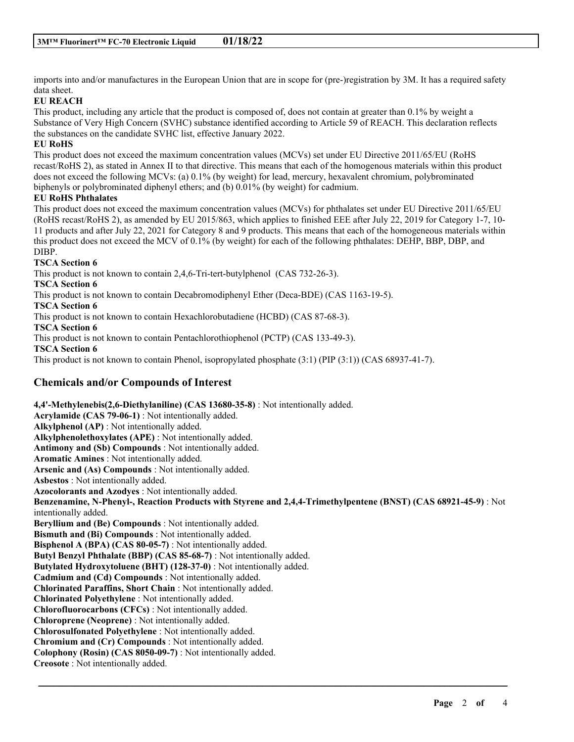imports into and/or manufactures in the European Union that are in scope for (pre-)registration by 3M. It has a required safety data sheet.

**EU REACH**

This product, including any article that the product is composed of, does not contain at greater than 0.1% by weight a Substance of Very High Concern (SVHC) substance identified according to Article 59 of REACH. This declaration reflects the substances on the candidate SVHC list, effective January 2022.

**EU RoHS**

This product does not exceed the maximum concentration values (MCVs) set under EU Directive 2011/65/EU (RoHS recast/RoHS 2), as stated in Annex II to that directive. This means that each of the homogenous materials within this product does not exceed the following MCVs: (a) 0.1% (by weight) for lead, mercury, hexavalent chromium, polybrominated biphenyls or polybrominated diphenyl ethers; and (b) 0.01% (by weight) for cadmium.

**EU RoHS Phthalates**

This product does not exceed the maximum concentration values (MCVs) for phthalates set under EU Directive 2011/65/EU (RoHS recast/RoHS 2), as amended by EU 2015/863, which applies to finished EEE after July 22, 2019 for Category 1-7, 10-11 products and after July 22, 2021 for Category 8 and 9 products. This means that each of the homogeneous materials within this product does not exceed the MCV of 0.1% (by weight) for each of the following phthalates: DEHP, BBP, DBP, and DIBP.

**TSCA Section 6**

This product is not known to contain 2,4,6-Tri-tert-butylphenol (CAS 732-26-3).

**TSCA Section 6**

This product is not known to contain Decabromodiphenyl Ether (Deca-BDE) (CAS 1163-19-5).

**TSCA Section 6**

This product is not known to contain Hexachlorobutadiene (HCBD) (CAS 87-68-3).

**TSCA Section 6**

This product is not known to contain Pentachlorothiophenol (PCTP) (CAS 133-49-3).

**TSCA Section 6**

This product is not known to contain Phenol, isopropylated phosphate (3:1) (PIP (3:1)) (CAS 68937-41-7).

## Chemicals and/or Compounds of Interest

**4,4'-Methylenebis(2,6-Diethylaniline) (CAS 13680-35-8)** : Not intentionally added.
**Acrylamide (CAS 79-06-1)** : Not intentionally added.
**Alkylphenol (AP)** : Not intentionally added.
**Alkylphenolethoxylates (APE)** : Not intentionally added.
**Antimony and (Sb) Compounds** : Not intentionally added.
**Aromatic Amines** : Not intentionally added.
**Arsenic and (As) Compounds** : Not intentionally added.
**Asbestos** : Not intentionally added.
**Azocolorants and Azodyes** : Not intentionally added.
**Benzenamine, N-Phenyl-, Reaction Products with Styrene and 2,4,4-Trimethylpentene (BNST) (CAS 68921-45-9)** : Not intentionally added.
**Beryllium and (Be) Compounds** : Not intentionally added.
**Bismuth and (Bi) Compounds** : Not intentionally added.
**Bisphenol A (BPA) (CAS 80-05-7)** : Not intentionally added.
**Butyl Benzyl Phthalate (BBP) (CAS 85-68-7)** : Not intentionally added.
**Butylated Hydroxytoluene (BHT) (128-37-0)** : Not intentionally added.
**Cadmium and (Cd) Compounds** : Not intentionally added.
**Chlorinated Paraffins, Short Chain** : Not intentionally added.
**Chlorinated Polyethylene** : Not intentionally added.
**Chlorofluorocarbons (CFCs)** : Not intentionally added.
**Chloroprene (Neoprene)** : Not intentionally added.
**Chlorosulfonated Polyethylene** : Not intentionally added.
**Chromium and (Cr) Compounds** : Not intentionally added.
**Colophony (Rosin) (CAS 8050-09-7)** : Not intentionally added.
**Creosote** : Not intentionally added.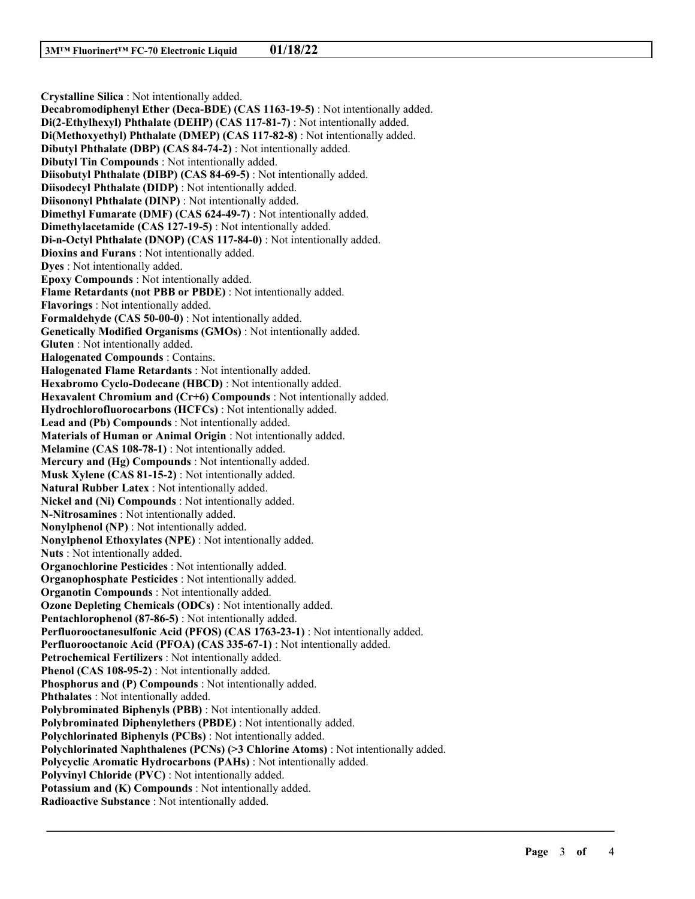**Crystalline Silica** : Not intentionally added.
**Decabromodiphenyl Ether (Deca-BDE) (CAS 1163-19-5)** : Not intentionally added.
**Di(2-Ethylhexyl) Phthalate (DEHP) (CAS 117-81-7)** : Not intentionally added.
**Di(Methoxyethyl) Phthalate (DMEP) (CAS 117-82-8)** : Not intentionally added.
**Dibutyl Phthalate (DBP) (CAS 84-74-2)** : Not intentionally added.
**Dibutyl Tin Compounds** : Not intentionally added.
**Diisobutyl Phthalate (DIBP) (CAS 84-69-5)** : Not intentionally added.
**Diisodecyl Phthalate (DIDP)** : Not intentionally added.
**Diisononyl Phthalate (DINP)** : Not intentionally added.
**Dimethyl Fumarate (DMF) (CAS 624-49-7)** : Not intentionally added.
**Dimethylacetamide (CAS 127-19-5)** : Not intentionally added.
**Di-n-Octyl Phthalate (DNOP) (CAS 117-84-0)** : Not intentionally added.
**Dioxins and Furans** : Not intentionally added.
**Dyes** : Not intentionally added.
**Epoxy Compounds** : Not intentionally added.
**Flame Retardants (not PBB or PBDE)** : Not intentionally added.
**Flavorings** : Not intentionally added.
**Formaldehyde (CAS 50-00-0)** : Not intentionally added.
**Genetically Modified Organisms (GMOs)** : Not intentionally added.
**Gluten** : Not intentionally added.
**Halogenated Compounds** : Contains.
**Halogenated Flame Retardants** : Not intentionally added.
**Hexabromo Cyclo-Dodecane (HBCD)** : Not intentionally added.
**Hexavalent Chromium and (Cr+6) Compounds** : Not intentionally added.
**Hydrochlorofluorocarbons (HCFCs)** : Not intentionally added.
**Lead and (Pb) Compounds** : Not intentionally added.
**Materials of Human or Animal Origin** : Not intentionally added.
**Melamine (CAS 108-78-1)** : Not intentionally added.
**Mercury and (Hg) Compounds** : Not intentionally added.
**Musk Xylene (CAS 81-15-2)** : Not intentionally added.
**Natural Rubber Latex** : Not intentionally added.
**Nickel and (Ni) Compounds** : Not intentionally added.
**N-Nitrosamines** : Not intentionally added.
**Nonylphenol (NP)** : Not intentionally added.
**Nonylphenol Ethoxylates (NPE)** : Not intentionally added.
**Nuts** : Not intentionally added.
**Organochlorine Pesticides** : Not intentionally added.
**Organophosphate Pesticides** : Not intentionally added.
**Organotin Compounds** : Not intentionally added.
**Ozone Depleting Chemicals (ODCs)** : Not intentionally added.
**Pentachlorophenol (87-86-5)** : Not intentionally added.
**Perfluorooctanesulfonic Acid (PFOS) (CAS 1763-23-1)** : Not intentionally added.
**Perfluorooctanoic Acid (PFOA) (CAS 335-67-1)** : Not intentionally added.
**Petrochemical Fertilizers** : Not intentionally added.
**Phenol (CAS 108-95-2)** : Not intentionally added.
**Phosphorus and (P) Compounds** : Not intentionally added.
**Phthalates** : Not intentionally added.
**Polybrominated Biphenyls (PBB)** : Not intentionally added.
**Polybrominated Diphenylethers (PBDE)** : Not intentionally added.
**Polychlorinated Biphenyls (PCBs)** : Not intentionally added.
**Polychlorinated Naphthalenes (PCNs) (>3 Chlorine Atoms)** : Not intentionally added.
**Polycyclic Aromatic Hydrocarbons (PAHs)** : Not intentionally added.
**Polyvinyl Chloride (PVC)** : Not intentionally added.
**Potassium and (K) Compounds** : Not intentionally added.
**Radioactive Substance** : Not intentionally added.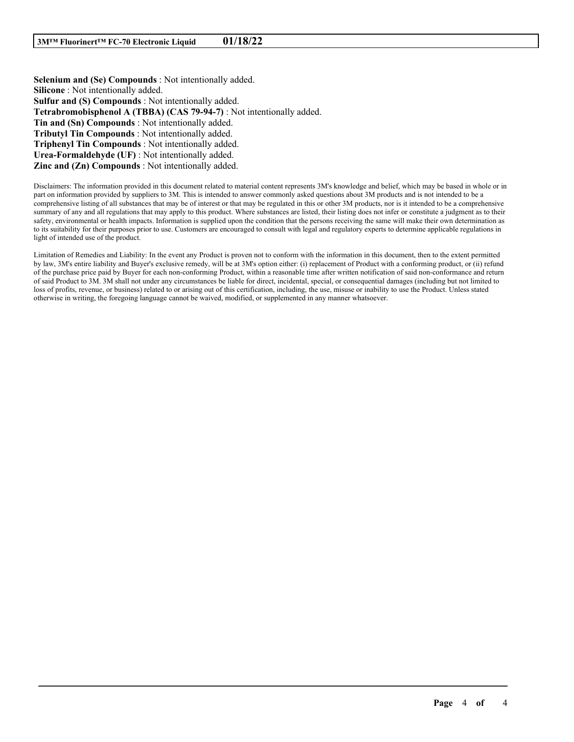**Selenium and (Se) Compounds** : Not intentionally added.
**Silicone** : Not intentionally added.
**Sulfur and (S) Compounds** : Not intentionally added.
**Tetrabromobisphenol A (TBBA) (CAS 79-94-7)** : Not intentionally added.
**Tin and (Sn) Compounds** : Not intentionally added.
**Tributyl Tin Compounds** : Not intentionally added.
**Triphenyl Tin Compounds** : Not intentionally added.
**Urea-Formaldehyde (UF)** : Not intentionally added.
**Zinc and (Zn) Compounds** : Not intentionally added.

Disclaimers: The information provided in this document related to material content represents 3M's knowledge and belief, which may be based in whole or in part on information provided by suppliers to 3M. This is intended to answer commonly asked questions about 3M products and is not intended to be a comprehensive listing of all substances that may be of interest or that may be regulated in this or other 3M products, nor is it intended to be a comprehensive summary of any and all regulations that may apply to this product. Where substances are listed, their listing does not infer or constitute a judgment as to their safety, environmental or health impacts. Information is supplied upon the condition that the persons receiving the same will make their own determination as to its suitability for their purposes prior to use. Customers are encouraged to consult with legal and regulatory experts to determine applicable regulations in light of intended use of the product.

Limitation of Remedies and Liability: In the event any Product is proven not to conform with the information in this document, then to the extent permitted by law, 3M's entire liability and Buyer's exclusive remedy, will be at 3M's option either: (i) replacement of Product with a conforming product, or (ii) refund of the purchase price paid by Buyer for each non-conforming Product, within a reasonable time after written notification of said non-conformance and return of said Product to 3M. 3M shall not under any circumstances be liable for direct, incidental, special, or consequential damages (including but not limited to loss of profits, revenue, or business) related to or arising out of this certification, including, the use, misuse or inability to use the Product. Unless stated otherwise in writing, the foregoing language cannot be waived, modified, or supplemented in any manner whatsoever.